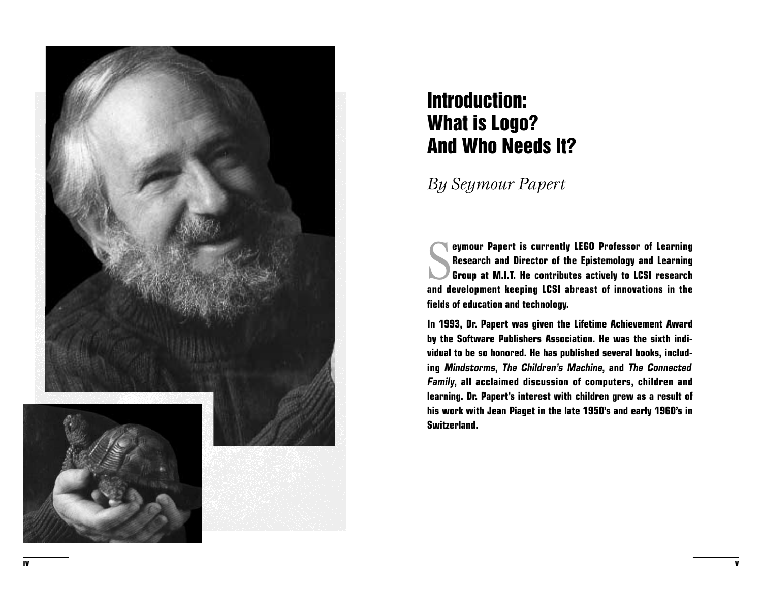# Introduction: What is Logo? And Who Needs It?

*By Seymour Papert*

---

**Seymour Papert is currently LEGO Professor of Learning Research and Director of the Epistemology and Learning Group at M.I.T. He contributes actively to LCSI research and development keeping LCSI abreast of innovations in the fields of education and technology.**

**In 1993, Dr. Papert was given the Lifetime Achievement Award by the Software Publishers Association. He was the sixth individual to be so honored. He has published several books, including *Mindstorms*, *The Children's Machine*, and *The Connected Family*, all acclaimed discussion of computers, children and learning. Dr. Papert's interest with children grew as a result of his work with Jean Piaget in the late 1950's and early 1960's in Switzerland.**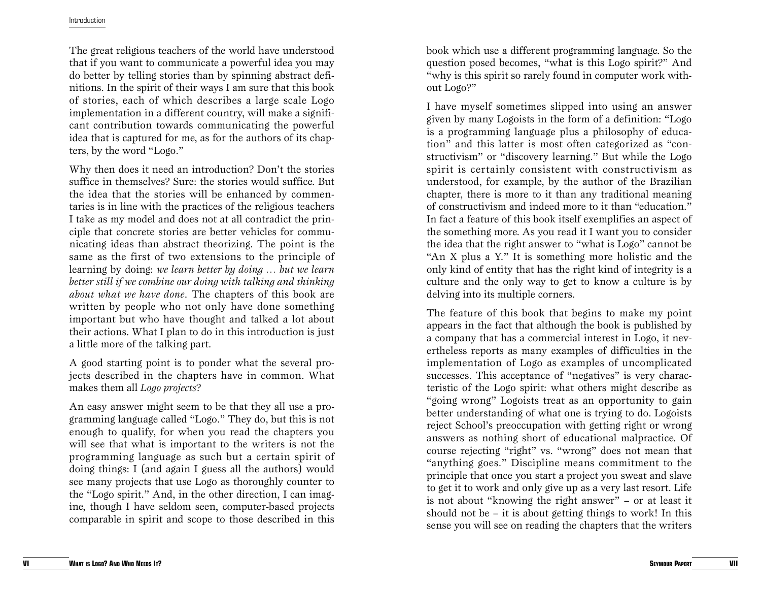The great religious teachers of the world have understood that if you want to communicate a powerful idea you may do better by telling stories than by spinning abstract definitions. In the spirit of their ways I am sure that this book of stories, each of which describes a large scale Logo implementation in a different country, will make a significant contribution towards communicating the powerful idea that is captured for me, as for the authors of its chapters, by the word "Logo."

Why then does it need an introduction? Don't the stories suffice in themselves? Sure: the stories would suffice. But the idea that the stories will be enhanced by commentaries is in line with the practices of the religious teachers I take as my model and does not at all contradict the principle that concrete stories are better vehicles for communicating ideas than abstract theorizing. The point is the same as the first of two extensions to the principle of learning by doing: *we learn better by doing … but we learn better still if we combine our doing with talking and thinking about what we have done*. The chapters of this book are written by people who not only have done something important but who have thought and talked a lot about their actions. What I plan to do in this introduction is just a little more of the talking part.

A good starting point is to ponder what the several projects described in the chapters have in common. What makes them all *Logo projects*?

An easy answer might seem to be that they all use a programming language called "Logo." They do, but this is not enough to qualify, for when you read the chapters you will see that what is important to the writers is not the programming language as such but a certain spirit of doing things: I (and again I guess all the authors) would see many projects that use Logo as thoroughly counter to the "Logo spirit." And, in the other direction, I can imagine, though I have seldom seen, computer-based projects comparable in spirit and scope to those described in this book which use a different programming language. So the question posed becomes, "what is this Logo spirit?" And "why is this spirit so rarely found in computer work without Logo?"

I have myself sometimes slipped into using an answer given by many Logoists in the form of a definition: "Logo is a programming language plus a philosophy of education" and this latter is most often categorized as "constructivism" or "discovery learning." But while the Logo spirit is certainly consistent with constructivism as understood, for example, by the author of the Brazilian chapter, there is more to it than any traditional meaning of constructivism and indeed more to it than "education." In fact a feature of this book itself exemplifies an aspect of the something more. As you read it I want you to consider the idea that the right answer to "what is Logo" cannot be "An X plus a Y." It is something more holistic and the only kind of entity that has the right kind of integrity is a culture and the only way to get to know a culture is by delving into its multiple corners.

The feature of this book that begins to make my point appears in the fact that although the book is published by a company that has a commercial interest in Logo, it nevertheless reports as many examples of difficulties in the implementation of Logo as examples of uncomplicated successes. This acceptance of "negatives" is very characteristic of the Logo spirit: what others might describe as "going wrong" Logoists treat as an opportunity to gain better understanding of what one is trying to do. Logoists reject School's preoccupation with getting right or wrong answers as nothing short of educational malpractice. Of course rejecting "right" vs. "wrong" does not mean that "anything goes." Discipline means commitment to the principle that once you start a project you sweat and slave to get it to work and only give up as a very last resort. Life is not about "knowing the right answer" – or at least it should not be – it is about getting things to work! In this sense you will see on reading the chapters that the writers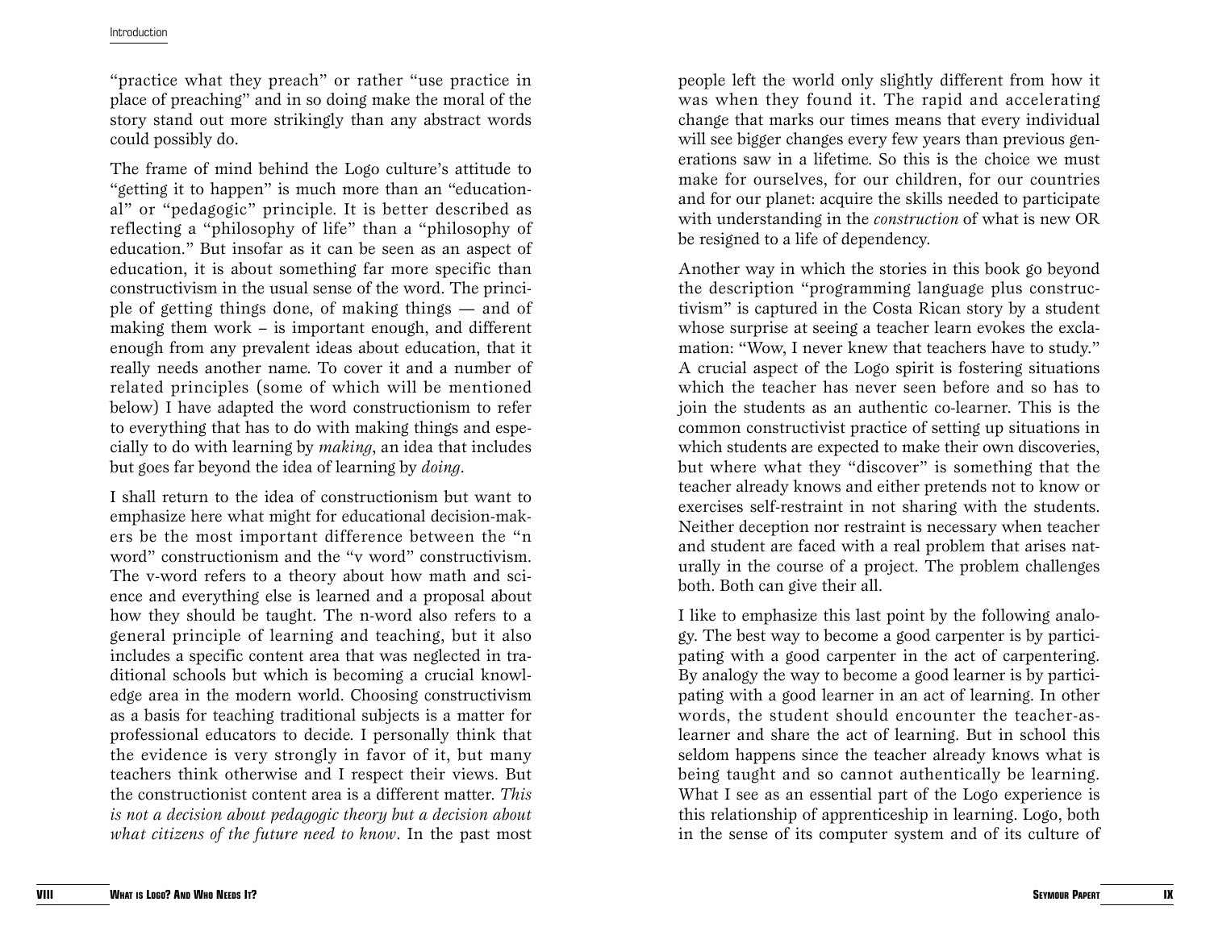"practice what they preach" or rather "use practice in place of preaching" and in so doing make the moral of the story stand out more strikingly than any abstract words could possibly do.

The frame of mind behind the Logo culture's attitude to "getting it to happen" is much more than an "educational" or "pedagogic" principle. It is better described as reflecting a "philosophy of life" than a "philosophy of education." But insofar as it can be seen as an aspect of education, it is about something far more specific than constructivism in the usual sense of the word. The principle of getting things done, of making things — and of making them work – is important enough, and different enough from any prevalent ideas about education, that it really needs another name. To cover it and a number of related principles (some of which will be mentioned below) I have adapted the word constructionism to refer to everything that has to do with making things and especially to do with learning by *making*, an idea that includes but goes far beyond the idea of learning by *doing*.

I shall return to the idea of constructionism but want to emphasize here what might for educational decision-makers be the most important difference between the "n word" constructionism and the "v word" constructivism. The v-word refers to a theory about how math and science and everything else is learned and a proposal about how they should be taught. The n-word also refers to a general principle of learning and teaching, but it also includes a specific content area that was neglected in traditional schools but which is becoming a crucial knowledge area in the modern world. Choosing constructivism as a basis for teaching traditional subjects is a matter for professional educators to decide. I personally think that the evidence is very strongly in favor of it, but many teachers think otherwise and I respect their views. But the constructionist content area is a different matter. *This is not a decision about pedagogic theory but a decision about what citizens of the future need to know*. In the past most people left the world only slightly different from how it was when they found it. The rapid and accelerating change that marks our times means that every individual will see bigger changes every few years than previous generations saw in a lifetime. So this is the choice we must make for ourselves, for our children, for our countries and for our planet: acquire the skills needed to participate with understanding in the *construction* of what is new OR be resigned to a life of dependency.

Another way in which the stories in this book go beyond the description "programming language plus constructivism" is captured in the Costa Rican story by a student whose surprise at seeing a teacher learn evokes the exclamation: "Wow, I never knew that teachers have to study." A crucial aspect of the Logo spirit is fostering situations which the teacher has never seen before and so has to join the students as an authentic co-learner. This is the common constructivist practice of setting up situations in which students are expected to make their own discoveries, but where what they "discover" is something that the teacher already knows and either pretends not to know or exercises self-restraint in not sharing with the students. Neither deception nor restraint is necessary when teacher and student are faced with a real problem that arises naturally in the course of a project. The problem challenges both. Both can give their all.

I like to emphasize this last point by the following analogy. The best way to become a good carpenter is by participating with a good carpenter in the act of carpentering. By analogy the way to become a good learner is by participating with a good learner in an act of learning. In other words, the student should encounter the teacher-as-learner and share the act of learning. But in school this seldom happens since the teacher already knows what is being taught and so cannot authentically be learning. What I see as an essential part of the Logo experience is this relationship of apprenticeship in learning. Logo, both in the sense of its computer system and of its culture of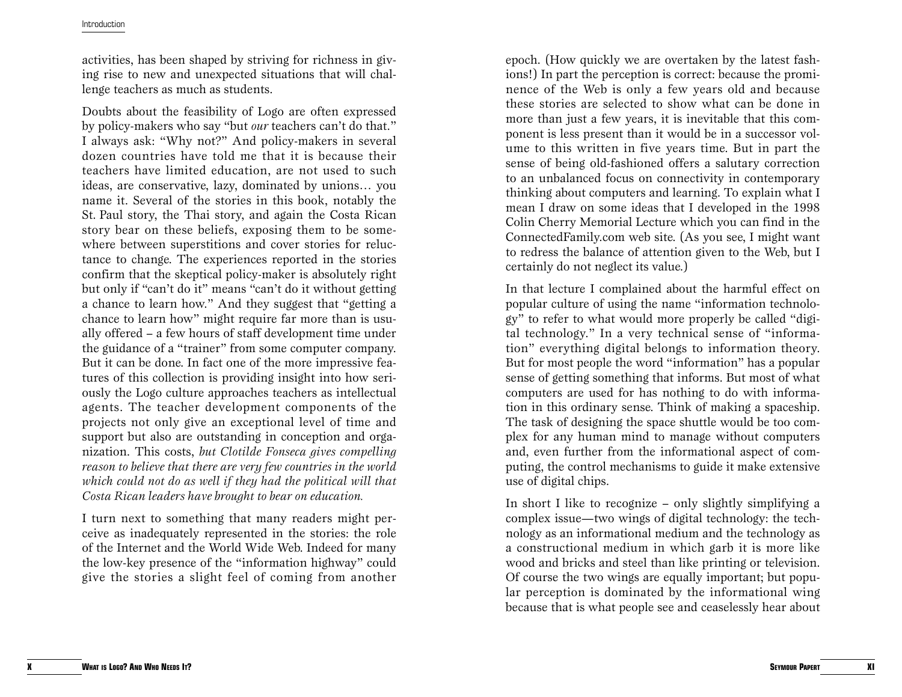activities, has been shaped by striving for richness in giving rise to new and unexpected situations that will challenge teachers as much as students.

Doubts about the feasibility of Logo are often expressed by policy-makers who say "but *our* teachers can't do that." I always ask: "Why not?" And policy-makers in several dozen countries have told me that it is because their teachers have limited education, are not used to such ideas, are conservative, lazy, dominated by unions… you name it. Several of the stories in this book, notably the St. Paul story, the Thai story, and again the Costa Rican story bear on these beliefs, exposing them to be somewhere between superstitions and cover stories for reluctance to change. The experiences reported in the stories confirm that the skeptical policy-maker is absolutely right but only if "can't do it" means "can't do it without getting a chance to learn how." And they suggest that "getting a chance to learn how" might require far more than is usually offered – a few hours of staff development time under the guidance of a "trainer" from some computer company. But it can be done. In fact one of the more impressive features of this collection is providing insight into how seriously the Logo culture approaches teachers as intellectual agents. The teacher development components of the projects not only give an exceptional level of time and support but also are outstanding in conception and organization. This costs, *but Clotilde Fonseca gives compelling reason to believe that there are very few countries in the world which could not do as well if they had the political will that Costa Rican leaders have brought to bear on education.*

I turn next to something that many readers might perceive as inadequately represented in the stories: the role of the Internet and the World Wide Web. Indeed for many the low-key presence of the "information highway" could give the stories a slight feel of coming from another epoch. (How quickly we are overtaken by the latest fashions!) In part the perception is correct: because the prominence of the Web is only a few years old and because these stories are selected to show what can be done in more than just a few years, it is inevitable that this component is less present than it would be in a successor volume to this written in five years time. But in part the sense of being old-fashioned offers a salutary correction to an unbalanced focus on connectivity in contemporary thinking about computers and learning. To explain what I mean I draw on some ideas that I developed in the 1998 Colin Cherry Memorial Lecture which you can find in the ConnectedFamily.com web site. (As you see, I might want to redress the balance of attention given to the Web, but I certainly do not neglect its value.)

In that lecture I complained about the harmful effect on popular culture of using the name "information technology" to refer to what would more properly be called "digital technology." In a very technical sense of "information" everything digital belongs to information theory. But for most people the word "information" has a popular sense of getting something that informs. But most of what computers are used for has nothing to do with information in this ordinary sense. Think of making a spaceship. The task of designing the space shuttle would be too complex for any human mind to manage without computers and, even further from the informational aspect of computing, the control mechanisms to guide it make extensive use of digital chips.

In short I like to recognize – only slightly simplifying a complex issue—two wings of digital technology: the technology as an informational medium and the technology as a constructional medium in which garb it is more like wood and bricks and steel than like printing or television. Of course the two wings are equally important; but popular perception is dominated by the informational wing because that is what people see and ceaselessly hear about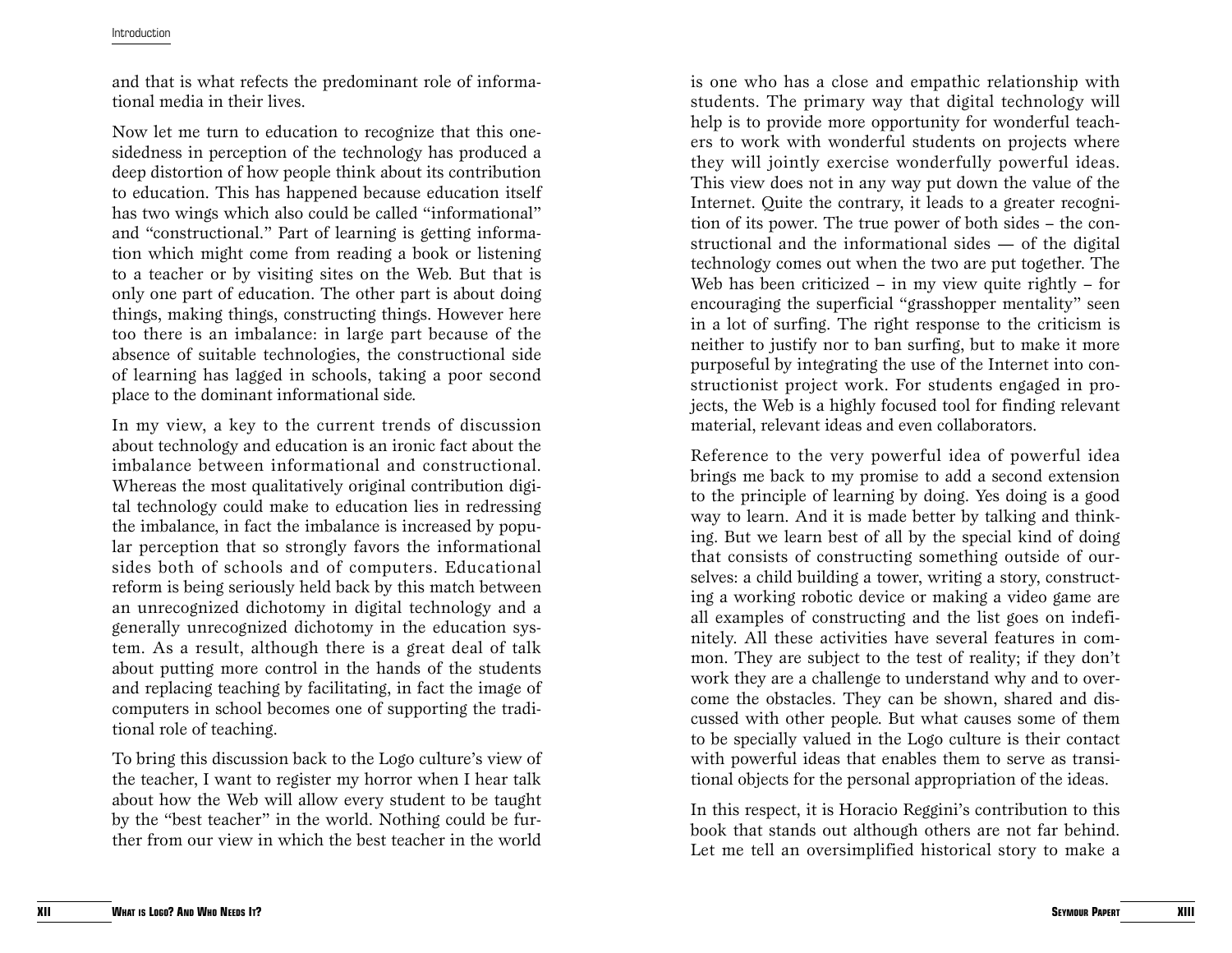and that is what refects the predominant role of informational media in their lives.

Now let me turn to education to recognize that this one-sidedness in perception of the technology has produced a deep distortion of how people think about its contribution to education. This has happened because education itself has two wings which also could be called "informational" and "constructional." Part of learning is getting information which might come from reading a book or listening to a teacher or by visiting sites on the Web. But that is only one part of education. The other part is about doing things, making things, constructing things. However here too there is an imbalance: in large part because of the absence of suitable technologies, the constructional side of learning has lagged in schools, taking a poor second place to the dominant informational side.

In my view, a key to the current trends of discussion about technology and education is an ironic fact about the imbalance between informational and constructional. Whereas the most qualitatively original contribution digital technology could make to education lies in redressing the imbalance, in fact the imbalance is increased by popular perception that so strongly favors the informational sides both of schools and of computers. Educational reform is being seriously held back by this match between an unrecognized dichotomy in digital technology and a generally unrecognized dichotomy in the education system. As a result, although there is a great deal of talk about putting more control in the hands of the students and replacing teaching by facilitating, in fact the image of computers in school becomes one of supporting the traditional role of teaching.

To bring this discussion back to the Logo culture's view of the teacher, I want to register my horror when I hear talk about how the Web will allow every student to be taught by the "best teacher" in the world. Nothing could be further from our view in which the best teacher in the world is one who has a close and empathic relationship with students. The primary way that digital technology will help is to provide more opportunity for wonderful teachers to work with wonderful students on projects where they will jointly exercise wonderfully powerful ideas. This view does not in any way put down the value of the Internet. Quite the contrary, it leads to a greater recognition of its power. The true power of both sides – the constructional and the informational sides — of the digital technology comes out when the two are put together. The Web has been criticized – in my view quite rightly – for encouraging the superficial "grasshopper mentality" seen in a lot of surfing. The right response to the criticism is neither to justify nor to ban surfing, but to make it more purposeful by integrating the use of the Internet into constructionist project work. For students engaged in projects, the Web is a highly focused tool for finding relevant material, relevant ideas and even collaborators.

Reference to the very powerful idea of powerful idea brings me back to my promise to add a second extension to the principle of learning by doing. Yes doing is a good way to learn. And it is made better by talking and thinking. But we learn best of all by the special kind of doing that consists of constructing something outside of ourselves: a child building a tower, writing a story, constructing a working robotic device or making a video game are all examples of constructing and the list goes on indefinitely. All these activities have several features in common. They are subject to the test of reality; if they don't work they are a challenge to understand why and to overcome the obstacles. They can be shown, shared and discussed with other people. But what causes some of them to be specially valued in the Logo culture is their contact with powerful ideas that enables them to serve as transitional objects for the personal appropriation of the ideas.

In this respect, it is Horacio Reggini's contribution to this book that stands out although others are not far behind. Let me tell an oversimplified historical story to make a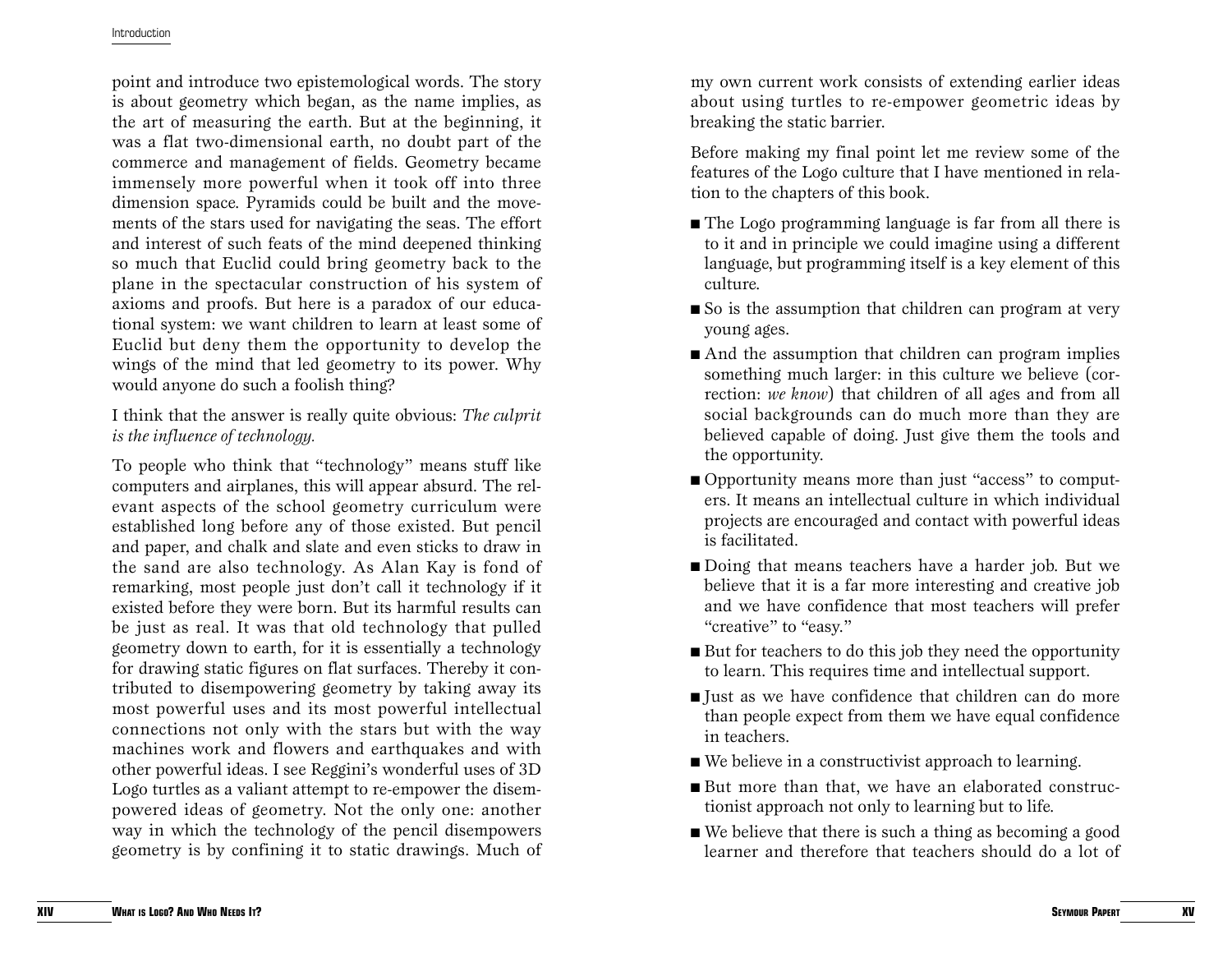point and introduce two epistemological words. The story is about geometry which began, as the name implies, as the art of measuring the earth. But at the beginning, it was a flat two-dimensional earth, no doubt part of the commerce and management of fields. Geometry became immensely more powerful when it took off into three dimension space. Pyramids could be built and the movements of the stars used for navigating the seas. The effort and interest of such feats of the mind deepened thinking so much that Euclid could bring geometry back to the plane in the spectacular construction of his system of axioms and proofs. But here is a paradox of our educational system: we want children to learn at least some of Euclid but deny them the opportunity to develop the wings of the mind that led geometry to its power. Why would anyone do such a foolish thing?

I think that the answer is really quite obvious: *The culprit is the influence of technology.*

To people who think that "technology" means stuff like computers and airplanes, this will appear absurd. The relevant aspects of the school geometry curriculum were established long before any of those existed. But pencil and paper, and chalk and slate and even sticks to draw in the sand are also technology. As Alan Kay is fond of remarking, most people just don't call it technology if it existed before they were born. But its harmful results can be just as real. It was that old technology that pulled geometry down to earth, for it is essentially a technology for drawing static figures on flat surfaces. Thereby it contributed to disempowering geometry by taking away its most powerful uses and its most powerful intellectual connections not only with the stars but with the way machines work and flowers and earthquakes and with other powerful ideas. I see Reggini's wonderful uses of 3D Logo turtles as a valiant attempt to re-empower the disempowered ideas of geometry. Not the only one: another way in which the technology of the pencil disempowers geometry is by confining it to static drawings. Much of my own current work consists of extending earlier ideas about using turtles to re-empower geometric ideas by breaking the static barrier.

Before making my final point let me review some of the features of the Logo culture that I have mentioned in relation to the chapters of this book.

- The Logo programming language is far from all there is to it and in principle we could imagine using a different language, but programming itself is a key element of this culture.
- So is the assumption that children can program at very young ages.
- And the assumption that children can program implies something much larger: in this culture we believe (correction: *we know*) that children of all ages and from all social backgrounds can do much more than they are believed capable of doing. Just give them the tools and the opportunity.
- Opportunity means more than just "access" to computers. It means an intellectual culture in which individual projects are encouraged and contact with powerful ideas is facilitated.
- Doing that means teachers have a harder job. But we believe that it is a far more interesting and creative job and we have confidence that most teachers will prefer "creative" to "easy."
- But for teachers to do this job they need the opportunity to learn. This requires time and intellectual support.
- Just as we have confidence that children can do more than people expect from them we have equal confidence in teachers.
- We believe in a constructivist approach to learning.
- But more than that, we have an elaborated constructionist approach not only to learning but to life.
- We believe that there is such a thing as becoming a good learner and therefore that teachers should do a lot of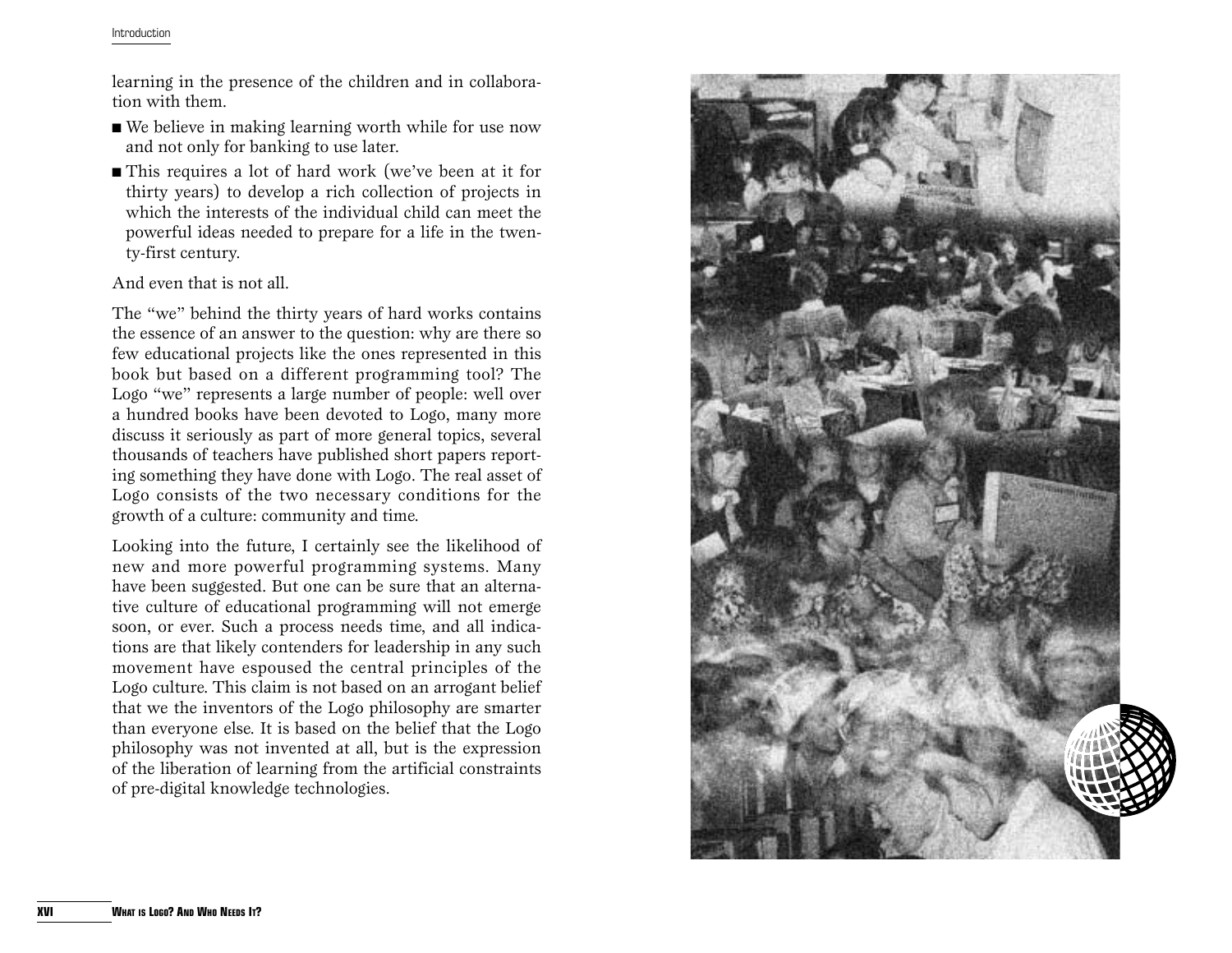learning in the presence of the children and in collaboration with them.

- We believe in making learning worth while for use now and not only for banking to use later.
- This requires a lot of hard work (we've been at it for thirty years) to develop a rich collection of projects in which the interests of the individual child can meet the powerful ideas needed to prepare for a life in the twenty-first century.

And even that is not all.

The "we" behind the thirty years of hard works contains the essence of an answer to the question: why are there so few educational projects like the ones represented in this book but based on a different programming tool? The Logo "we" represents a large number of people: well over a hundred books have been devoted to Logo, many more discuss it seriously as part of more general topics, several thousands of teachers have published short papers reporting something they have done with Logo. The real asset of Logo consists of the two necessary conditions for the growth of a culture: community and time.

Looking into the future, I certainly see the likelihood of new and more powerful programming systems. Many have been suggested. But one can be sure that an alternative culture of educational programming will not emerge soon, or ever. Such a process needs time, and all indications are that likely contenders for leadership in any such movement have espoused the central principles of the Logo culture. This claim is not based on an arrogant belief that we the inventors of the Logo philosophy are smarter than everyone else. It is based on the belief that the Logo philosophy was not invented at all, but is the expression of the liberation of learning from the artificial constraints of pre-digital knowledge technologies.